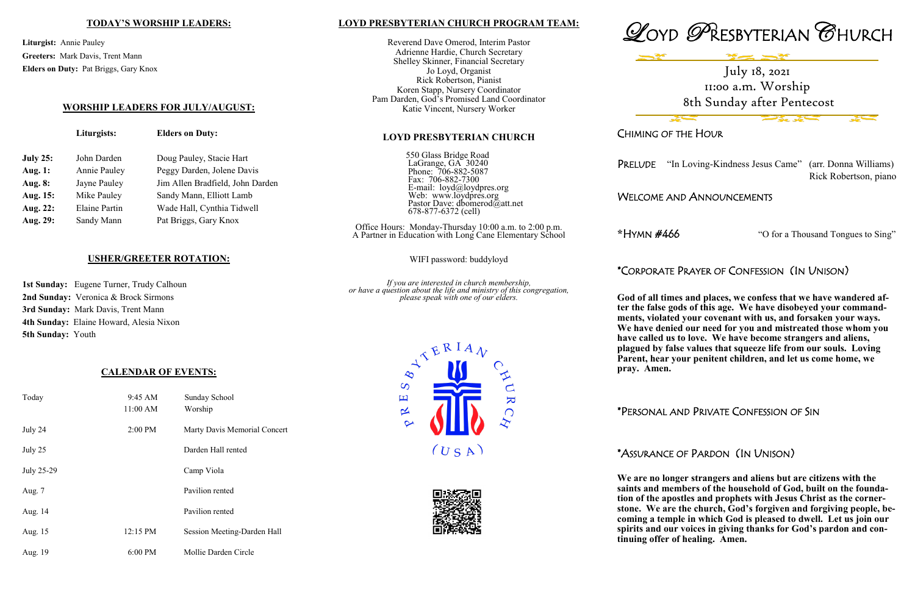## TODAY'S WORSHIP LEADERS:

**Liturgist:** Annie Pauley
**Greeters:** Mark Davis, Trent Mann
**Elders on Duty:** Pat Briggs, Gary Knox

## WORSHIP LEADERS FOR JULY/AUGUST:

| | Liturgists: | Elders on Duty: |
|---|---|---|
| **July 25:** | John Darden | Doug Pauley, Stacie Hart |
| **Aug. 1:** | Annie Pauley | Peggy Darden, Jolene Davis |
| **Aug. 8:** | Jayne Pauley | Jim Allen Bradfield, John Darden |
| **Aug. 15:** | Mike Pauley | Sandy Mann, Elliott Lamb |
| **Aug. 22:** | Elaine Partin | Wade Hall, Cynthia Tidwell |
| **Aug. 29:** | Sandy Mann | Pat Briggs, Gary Knox |

## USHER/GREETER ROTATION:

**1st Sunday:** Eugene Turner, Trudy Calhoun
**2nd Sunday:** Veronica & Brock Sirmons
**3rd Sunday:** Mark Davis, Trent Mann
**4th Sunday:** Elaine Howard, Alesia Nixon
**5th Sunday:** Youth

## CALENDAR OF EVENTS:

| | | |
|---|---|---|
| Today | 9:45 AM | Sunday School |
| | 11:00 AM | Worship |
| July 24 | 2:00 PM | Marty Davis Memorial Concert |
| July 25 | | Darden Hall rented |
| July 25-29 | | Camp Viola |
| Aug. 7 | | Pavilion rented |
| Aug. 14 | | Pavilion rented |
| Aug. 15 | 12:15 PM | Session Meeting-Darden Hall |
| Aug. 19 | 6:00 PM | Mollie Darden Circle |

## LOYD PRESBYTERIAN CHURCH PROGRAM TEAM:

Reverend Dave Omerod, Interim Pastor
Adrienne Hardie, Church Secretary
Shelley Skinner, Financial Secretary
Jo Loyd, Organist
Rick Robertson, Pianist
Koren Stapp, Nursery Coordinator
Pam Darden, God's Promised Land Coordinator
Katie Vincent, Nursery Worker

## LOYD PRESBYTERIAN CHURCH

550 Glass Bridge Road
LaGrange, GA 30240
Phone: 706-882-5087
Fax: 706-882-7300
E-mail: loyd@loydpres.org
Web: www.loydpres.org
Pastor Dave: dbomerod@att.net
678-877-6372 (cell)

Office Hours: Monday-Thursday 10:00 a.m. to 2:00 p.m.
A Partner in Education with Long Cane Elementary School

WIFI password: buddyloyd

*If you are interested in church membership, or have a question about the life and ministry of this congregation, please speak with one of our elders.*

PRESBYTERIAN CHURCH (USA)

# LOYD PRESBYTERIAN CHURCH

July 18, 2021
11:00 a.m. Worship
8th Sunday after Pentecost

CHIMING OF THE HOUR

PRELUDE "In Loving-Kindness Jesus Came" (arr. Donna Williams)
Rick Robertson, piano

WELCOME AND ANNOUNCEMENTS

*HYMN #466 "O for a Thousand Tongues to Sing"

*CORPORATE PRAYER OF CONFESSION (IN UNISON)

**God of all times and places, we confess that we have wandered after the false gods of this age. We have disobeyed your commandments, violated your covenant with us, and forsaken your ways. We have denied our need for you and mistreated those whom you have called us to love. We have become strangers and aliens, plagued by false values that squeeze life from our souls. Loving Parent, hear your penitent children, and let us come home, we pray. Amen.**

*PERSONAL AND PRIVATE CONFESSION OF SIN

*ASSURANCE OF PARDON (IN UNISON)

**We are no longer strangers and aliens but are citizens with the saints and members of the household of God, built on the foundation of the apostles and prophets with Jesus Christ as the cornerstone. We are the church, God's forgiven and forgiving people, becoming a temple in which God is pleased to dwell. Let us join our spirits and our voices in giving thanks for God's pardon and continuing offer of healing. Amen.**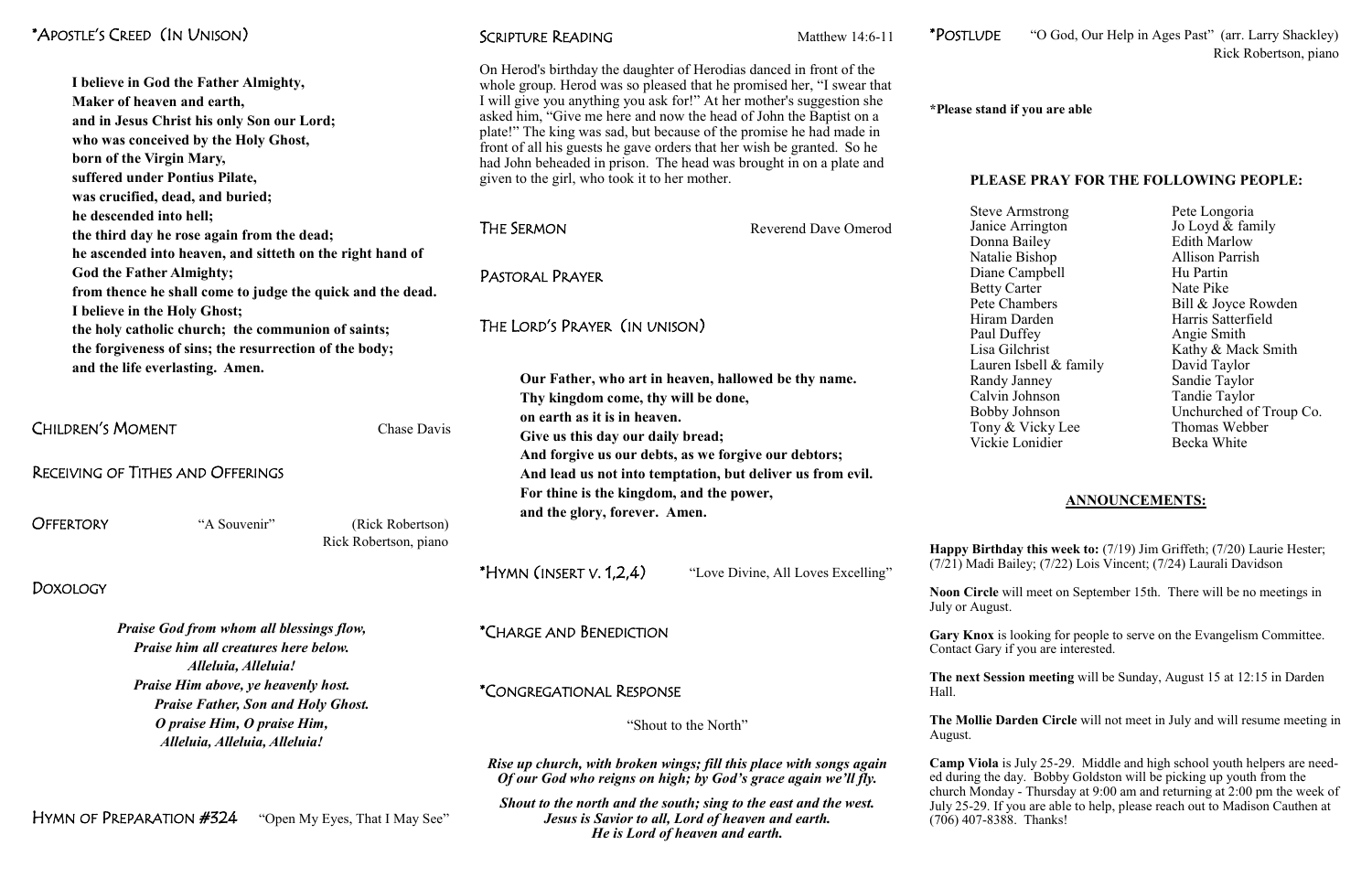## *Apostle's Creed (In Unison)

**I believe in God the Father Almighty,**
**Maker of heaven and earth,**
**and in Jesus Christ his only Son our Lord;**
**who was conceived by the Holy Ghost,**
**born of the Virgin Mary,**
**suffered under Pontius Pilate,**
**was crucified, dead, and buried;**
**he descended into hell;**
**the third day he rose again from the dead;**
**he ascended into heaven, and sitteth on the right hand of God the Father Almighty;**
**from thence he shall come to judge the quick and the dead.**
**I believe in the Holy Ghost;**
**the holy catholic church; the communion of saints;**
**the forgiveness of sins; the resurrection of the body;**
**and the life everlasting. Amen.**

## Children's Moment — Chase Davis

## Receiving of Tithes and Offerings

## Offertory — "A Souvenir" (Rick Robertson)
Rick Robertson, piano

## Doxology

***Praise God from whom all blessings flow,***
***Praise him all creatures here below.***
***Alleluia, Alleluia!***
***Praise Him above, ye heavenly host.***
***Praise Father, Son and Holy Ghost.***
***O praise Him, O praise Him,***
***Alleluia, Alleluia, Alleluia!***

## Hymn of Preparation #324 — "Open My Eyes, That I May See"

## Scripture Reading — Matthew 14:6-11

On Herod's birthday the daughter of Herodias danced in front of the whole group. Herod was so pleased that he promised her, "I swear that I will give you anything you ask for!" At her mother's suggestion she asked him, "Give me here and now the head of John the Baptist on a plate!" The king was sad, but because of the promise he had made in front of all his guests he gave orders that her wish be granted. So he had John beheaded in prison. The head was brought in on a plate and given to the girl, who took it to her mother.

## The Sermon — Reverend Dave Omerod

## Pastoral Prayer

## The Lord's Prayer (In Unison)

**Our Father, who art in heaven, hallowed be thy name.**
**Thy kingdom come, thy will be done,**
**on earth as it is in heaven.**
**Give us this day our daily bread;**
**And forgive us our debts, as we forgive our debtors;**
**And lead us not into temptation, but deliver us from evil.**
**For thine is the kingdom, and the power,**
**and the glory, forever. Amen.**

## *Hymn (Insert v. 1,2,4) — "Love Divine, All Loves Excelling"

## *Charge and Benediction

## *Congregational Response

"Shout to the North"

***Rise up church, with broken wings; fill this place with songs again Of our God who reigns on high; by God's grace again we'll fly.***

***Shout to the north and the south; sing to the east and the west. Jesus is Savior to all, Lord of heaven and earth. He is Lord of heaven and earth.***

## *Postlude — "O God, Our Help in Ages Past" (arr. Larry Shackley)
Rick Robertson, piano

**\*Please stand if you are able**

### PLEASE PRAY FOR THE FOLLOWING PEOPLE:

Steve Armstrong
Janice Arrington
Donna Bailey
Natalie Bishop
Diane Campbell
Betty Carter
Pete Chambers
Hiram Darden
Paul Duffey
Lisa Gilchrist
Lauren Isbell & family
Randy Janney
Calvin Johnson
Bobby Johnson
Tony & Vicky Lee
Vickie Lonidier
Pete Longoria
Jo Loyd & family
Edith Marlow
Allison Parrish
Hu Partin
Nate Pike
Bill & Joyce Rowden
Harris Satterfield
Angie Smith
Kathy & Mack Smith
David Taylor
Sandie Taylor
Tandie Taylor
Unchurched of Troup Co.
Thomas Webber
Becka White

### ANNOUNCEMENTS:

**Happy Birthday this week to:** (7/19) Jim Griffeth; (7/20) Laurie Hester; (7/21) Madi Bailey; (7/22) Lois Vincent; (7/24) Laurali Davidson

**Noon Circle** will meet on September 15th. There will be no meetings in July or August.

**Gary Knox** is looking for people to serve on the Evangelism Committee. Contact Gary if you are interested.

**The next Session meeting** will be Sunday, August 15 at 12:15 in Darden Hall.

**The Mollie Darden Circle** will not meet in July and will resume meeting in August.

**Camp Viola** is July 25-29. Middle and high school youth helpers are needed during the day. Bobby Goldston will be picking up youth from the church Monday - Thursday at 9:00 am and returning at 2:00 pm the week of July 25-29. If you are able to help, please reach out to Madison Cauthen at (706) 407-8388. Thanks!